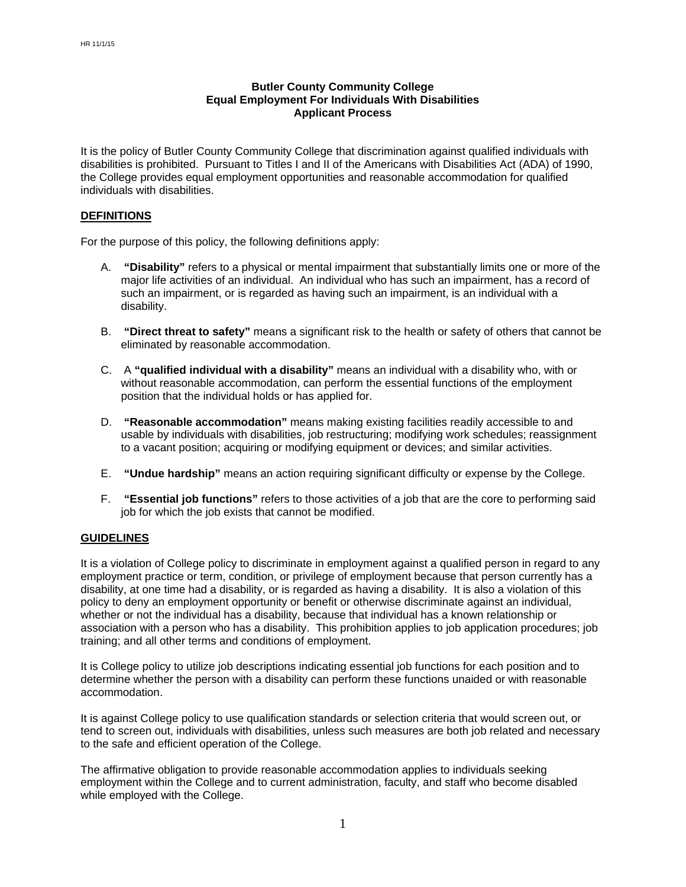# Butler County Community College
## Equal Employment For Individuals With Disabilities
## Applicant Process

It is the policy of Butler County Community College that discrimination against qualified individuals with disabilities is prohibited. Pursuant to Titles I and II of the Americans with Disabilities Act (ADA) of 1990, the College provides equal employment opportunities and reasonable accommodation for qualified individuals with disabilities.

### DEFINITIONS

For the purpose of this policy, the following definitions apply:

A. **"Disability"** refers to a physical or mental impairment that substantially limits one or more of the major life activities of an individual. An individual who has such an impairment, has a record of such an impairment, or is regarded as having such an impairment, is an individual with a disability.

B. **"Direct threat to safety"** means a significant risk to the health or safety of others that cannot be eliminated by reasonable accommodation.

C. A **"qualified individual with a disability"** means an individual with a disability who, with or without reasonable accommodation, can perform the essential functions of the employment position that the individual holds or has applied for.

D. **"Reasonable accommodation"** means making existing facilities readily accessible to and usable by individuals with disabilities, job restructuring; modifying work schedules; reassignment to a vacant position; acquiring or modifying equipment or devices; and similar activities.

E. **"Undue hardship"** means an action requiring significant difficulty or expense by the College.

F. **"Essential job functions"** refers to those activities of a job that are the core to performing said job for which the job exists that cannot be modified.

### GUIDELINES

It is a violation of College policy to discriminate in employment against a qualified person in regard to any employment practice or term, condition, or privilege of employment because that person currently has a disability, at one time had a disability, or is regarded as having a disability. It is also a violation of this policy to deny an employment opportunity or benefit or otherwise discriminate against an individual, whether or not the individual has a disability, because that individual has a known relationship or association with a person who has a disability. This prohibition applies to job application procedures; job training; and all other terms and conditions of employment.

It is College policy to utilize job descriptions indicating essential job functions for each position and to determine whether the person with a disability can perform these functions unaided or with reasonable accommodation.

It is against College policy to use qualification standards or selection criteria that would screen out, or tend to screen out, individuals with disabilities, unless such measures are both job related and necessary to the safe and efficient operation of the College.

The affirmative obligation to provide reasonable accommodation applies to individuals seeking employment within the College and to current administration, faculty, and staff who become disabled while employed with the College.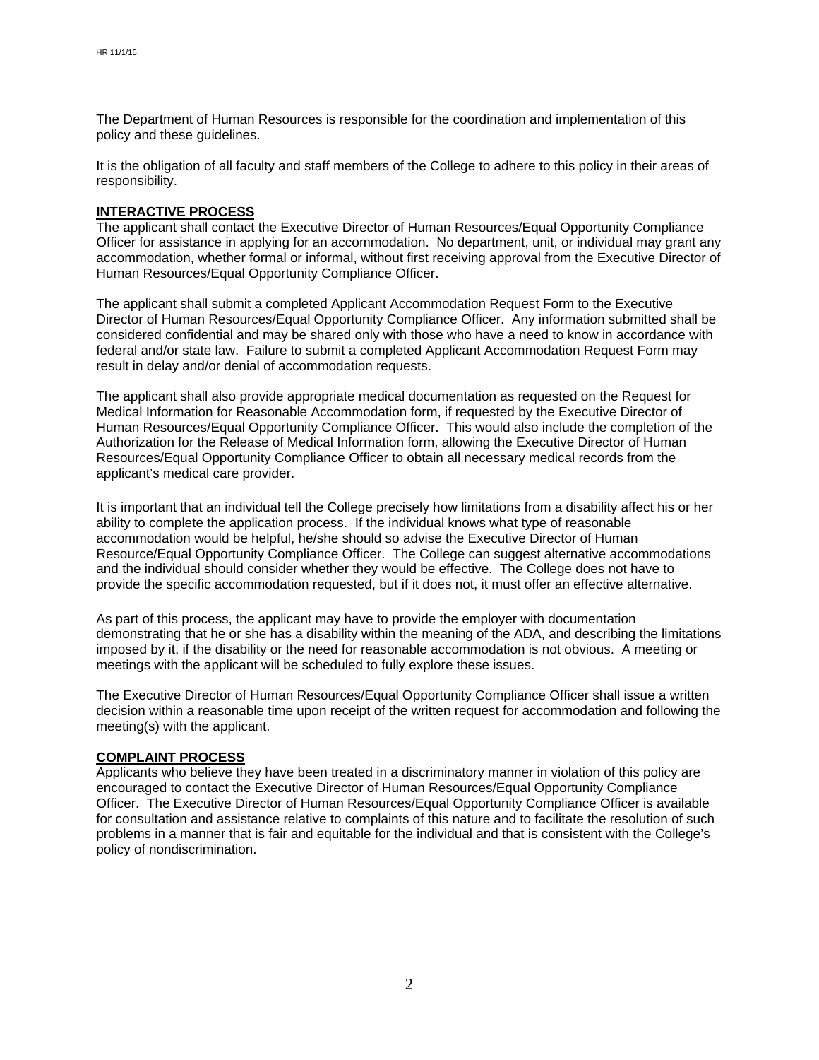The Department of Human Resources is responsible for the coordination and implementation of this policy and these guidelines.

It is the obligation of all faculty and staff members of the College to adhere to this policy in their areas of responsibility.

## INTERACTIVE PROCESS

The applicant shall contact the Executive Director of Human Resources/Equal Opportunity Compliance Officer for assistance in applying for an accommodation. No department, unit, or individual may grant any accommodation, whether formal or informal, without first receiving approval from the Executive Director of Human Resources/Equal Opportunity Compliance Officer.

The applicant shall submit a completed Applicant Accommodation Request Form to the Executive Director of Human Resources/Equal Opportunity Compliance Officer. Any information submitted shall be considered confidential and may be shared only with those who have a need to know in accordance with federal and/or state law. Failure to submit a completed Applicant Accommodation Request Form may result in delay and/or denial of accommodation requests.

The applicant shall also provide appropriate medical documentation as requested on the Request for Medical Information for Reasonable Accommodation form, if requested by the Executive Director of Human Resources/Equal Opportunity Compliance Officer. This would also include the completion of the Authorization for the Release of Medical Information form, allowing the Executive Director of Human Resources/Equal Opportunity Compliance Officer to obtain all necessary medical records from the applicant's medical care provider.

It is important that an individual tell the College precisely how limitations from a disability affect his or her ability to complete the application process. If the individual knows what type of reasonable accommodation would be helpful, he/she should so advise the Executive Director of Human Resource/Equal Opportunity Compliance Officer. The College can suggest alternative accommodations and the individual should consider whether they would be effective. The College does not have to provide the specific accommodation requested, but if it does not, it must offer an effective alternative.

As part of this process, the applicant may have to provide the employer with documentation demonstrating that he or she has a disability within the meaning of the ADA, and describing the limitations imposed by it, if the disability or the need for reasonable accommodation is not obvious. A meeting or meetings with the applicant will be scheduled to fully explore these issues.

The Executive Director of Human Resources/Equal Opportunity Compliance Officer shall issue a written decision within a reasonable time upon receipt of the written request for accommodation and following the meeting(s) with the applicant.

## COMPLAINT PROCESS

Applicants who believe they have been treated in a discriminatory manner in violation of this policy are encouraged to contact the Executive Director of Human Resources/Equal Opportunity Compliance Officer. The Executive Director of Human Resources/Equal Opportunity Compliance Officer is available for consultation and assistance relative to complaints of this nature and to facilitate the resolution of such problems in a manner that is fair and equitable for the individual and that is consistent with the College's policy of nondiscrimination.